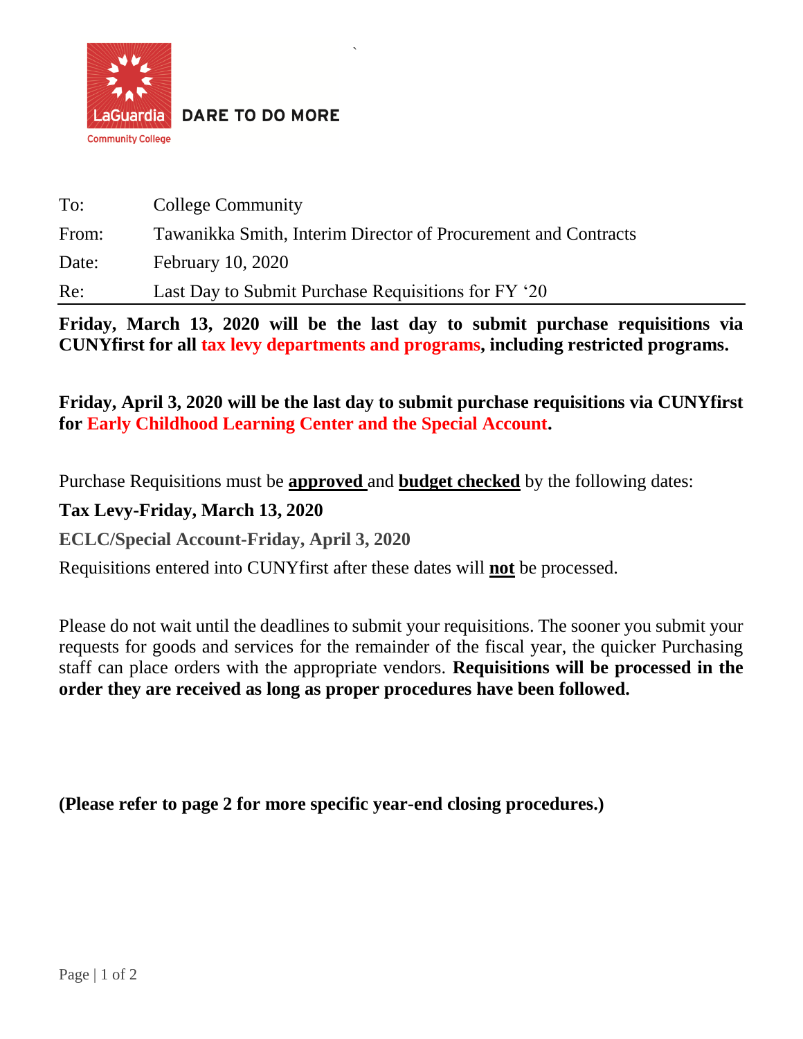LaGuardia Community College

DARE TO DO MORE

| To: | College Community |
|---|---|
| From: | Tawanikka Smith, Interim Director of Procurement and Contracts |
| Date: | February 10, 2020 |
| Re: | Last Day to Submit Purchase Requisitions for FY '20 |

**Friday, March 13, 2020 will be the last day to submit purchase requisitions via CUNYfirst for all tax levy departments and programs, including restricted programs.**

**Friday, April 3, 2020 will be the last day to submit purchase requisitions via CUNYfirst for Early Childhood Learning Center and the Special Account.**

Purchase Requisitions must be **approved** and **budget checked** by the following dates:

**Tax Levy-Friday, March 13, 2020**

**ECLC/Special Account-Friday, April 3, 2020**

Requisitions entered into CUNYfirst after these dates will **not** be processed.

Please do not wait until the deadlines to submit your requisitions. The sooner you submit your requests for goods and services for the remainder of the fiscal year, the quicker Purchasing staff can place orders with the appropriate vendors. **Requisitions will be processed in the order they are received as long as proper procedures have been followed.**

**(Please refer to page 2 for more specific year-end closing procedures.)**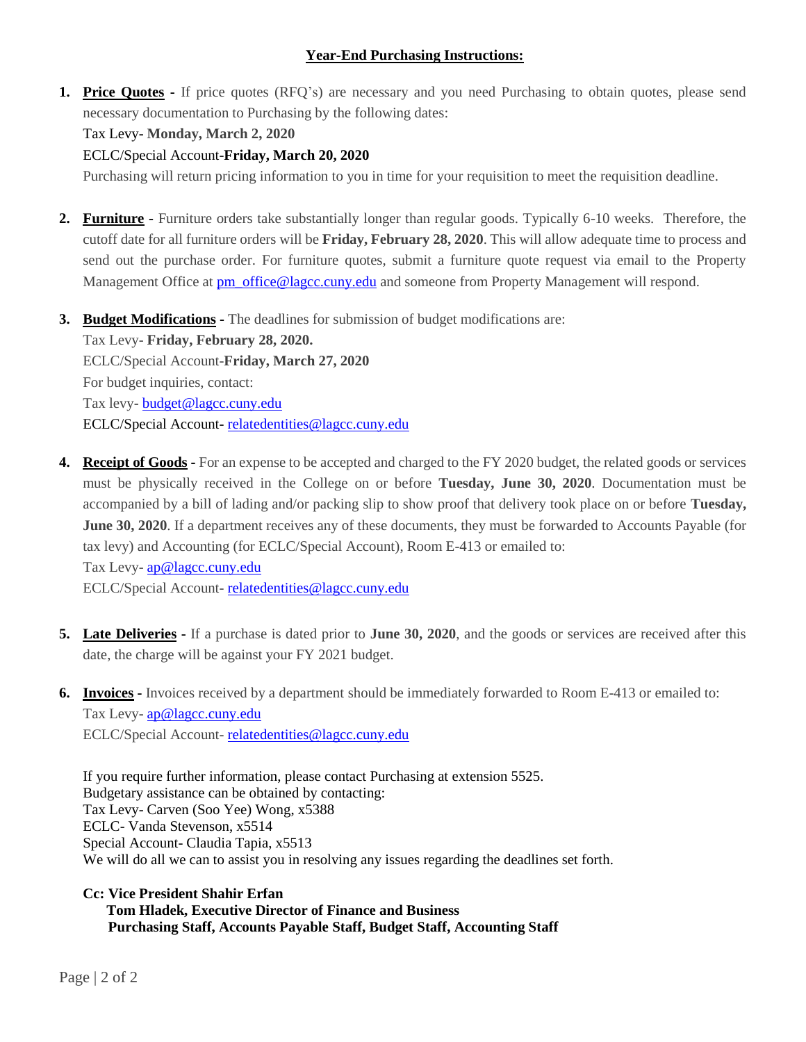## Year-End Purchasing Instructions:

1. **Price Quotes** - If price quotes (RFQ's) are necessary and you need Purchasing to obtain quotes, please send necessary documentation to Purchasing by the following dates:
   Tax Levy- **Monday, March 2, 2020**
   ECLC/Special Account-**Friday, March 20, 2020**
   Purchasing will return pricing information to you in time for your requisition to meet the requisition deadline.

2. **Furniture** - Furniture orders take substantially longer than regular goods. Typically 6-10 weeks. Therefore, the cutoff date for all furniture orders will be **Friday, February 28, 2020**. This will allow adequate time to process and send out the purchase order. For furniture quotes, submit a furniture quote request via email to the Property Management Office at pm_office@lagcc.cuny.edu and someone from Property Management will respond.

3. **Budget Modifications** - The deadlines for submission of budget modifications are:
   Tax Levy- **Friday, February 28, 2020.**
   ECLC/Special Account-**Friday, March 27, 2020**
   For budget inquiries, contact:
   Tax levy- budget@lagcc.cuny.edu
   ECLC/Special Account- relatedentities@lagcc.cuny.edu

4. **Receipt of Goods** - For an expense to be accepted and charged to the FY 2020 budget, the related goods or services must be physically received in the College on or before **Tuesday, June 30, 2020**. Documentation must be accompanied by a bill of lading and/or packing slip to show proof that delivery took place on or before **Tuesday, June 30, 2020**. If a department receives any of these documents, they must be forwarded to Accounts Payable (for tax levy) and Accounting (for ECLC/Special Account), Room E-413 or emailed to:
   Tax Levy- ap@lagcc.cuny.edu
   ECLC/Special Account- relatedentities@lagcc.cuny.edu

5. **Late Deliveries** - If a purchase is dated prior to **June 30, 2020**, and the goods or services are received after this date, the charge will be against your FY 2021 budget.

6. **Invoices** - Invoices received by a department should be immediately forwarded to Room E-413 or emailed to:
   Tax Levy- ap@lagcc.cuny.edu
   ECLC/Special Account- relatedentities@lagcc.cuny.edu

If you require further information, please contact Purchasing at extension 5525.
Budgetary assistance can be obtained by contacting:
Tax Levy- Carven (Soo Yee) Wong, x5388
ECLC- Vanda Stevenson, x5514
Special Account- Claudia Tapia, x5513
We will do all we can to assist you in resolving any issues regarding the deadlines set forth.

**Cc: Vice President Shahir Erfan**
**Tom Hladek, Executive Director of Finance and Business**
**Purchasing Staff, Accounts Payable Staff, Budget Staff, Accounting Staff**